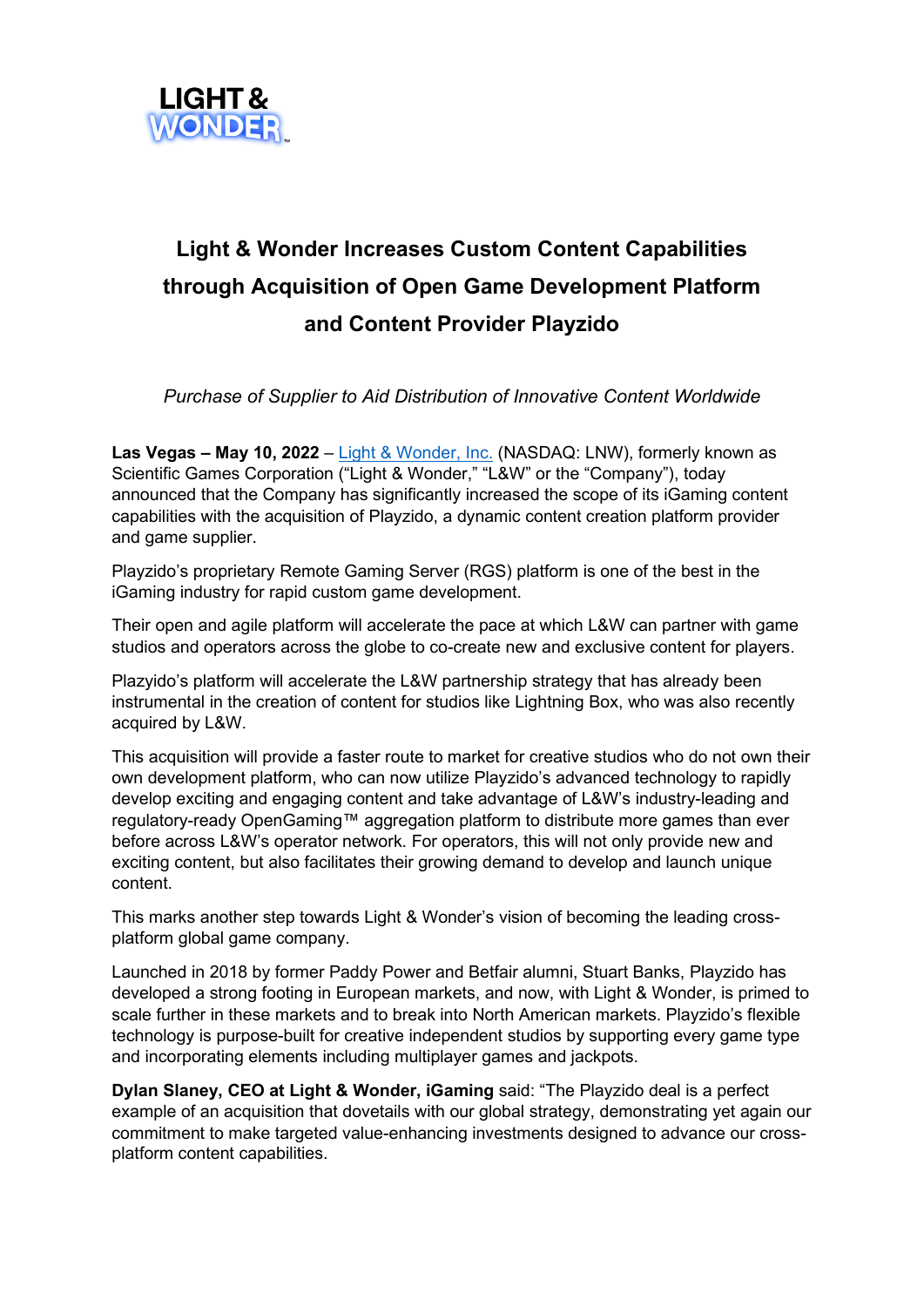# Light & Wonder Increases Custom Content Capabilities through Acquisition of Open Game Development Platform and Content Provider Playzido

*Purchase of Supplier to Aid Distribution of Innovative Content Worldwide*

**Las Vegas – May 10, 2022** – Light & Wonder, Inc. (NASDAQ: LNW), formerly known as Scientific Games Corporation ("Light & Wonder," "L&W" or the "Company"), today announced that the Company has significantly increased the scope of its iGaming content capabilities with the acquisition of Playzido, a dynamic content creation platform provider and game supplier.

Playzido's proprietary Remote Gaming Server (RGS) platform is one of the best in the iGaming industry for rapid custom game development.

Their open and agile platform will accelerate the pace at which L&W can partner with game studios and operators across the globe to co-create new and exclusive content for players.

Plazyido's platform will accelerate the L&W partnership strategy that has already been instrumental in the creation of content for studios like Lightning Box, who was also recently acquired by L&W.

This acquisition will provide a faster route to market for creative studios who do not own their own development platform, who can now utilize Playzido's advanced technology to rapidly develop exciting and engaging content and take advantage of L&W's industry-leading and regulatory-ready OpenGaming™ aggregation platform to distribute more games than ever before across L&W's operator network. For operators, this will not only provide new and exciting content, but also facilitates their growing demand to develop and launch unique content.

This marks another step towards Light & Wonder's vision of becoming the leading cross-platform global game company.

Launched in 2018 by former Paddy Power and Betfair alumni, Stuart Banks, Playzido has developed a strong footing in European markets, and now, with Light & Wonder, is primed to scale further in these markets and to break into North American markets. Playzido's flexible technology is purpose-built for creative independent studios by supporting every game type and incorporating elements including multiplayer games and jackpots.

**Dylan Slaney, CEO at Light & Wonder, iGaming** said: "The Playzido deal is a perfect example of an acquisition that dovetails with our global strategy, demonstrating yet again our commitment to make targeted value-enhancing investments designed to advance our cross-platform content capabilities.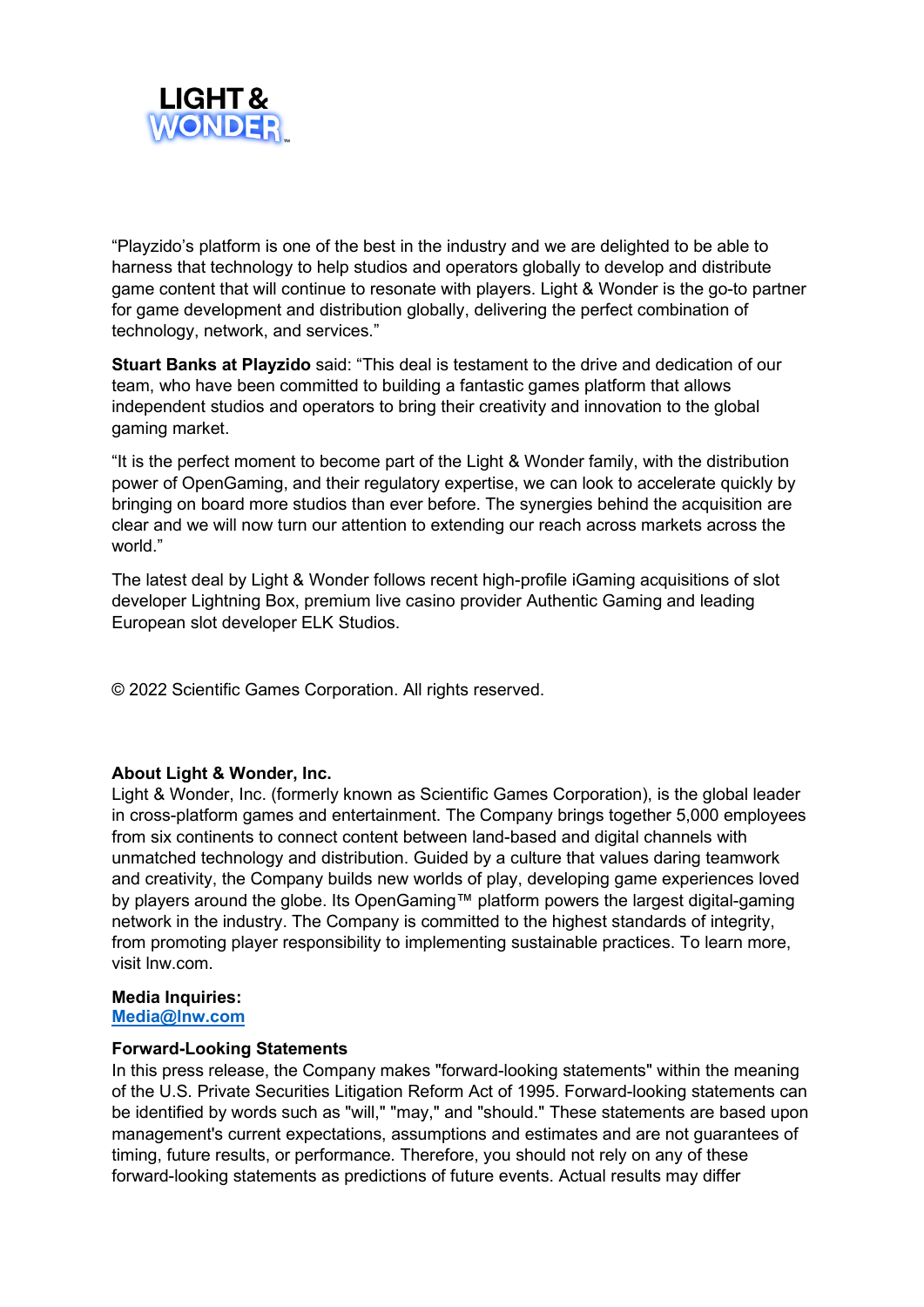"Playzido's platform is one of the best in the industry and we are delighted to be able to harness that technology to help studios and operators globally to develop and distribute game content that will continue to resonate with players. Light & Wonder is the go-to partner for game development and distribution globally, delivering the perfect combination of technology, network, and services."

**Stuart Banks at Playzido** said: "This deal is testament to the drive and dedication of our team, who have been committed to building a fantastic games platform that allows independent studios and operators to bring their creativity and innovation to the global gaming market.

"It is the perfect moment to become part of the Light & Wonder family, with the distribution power of OpenGaming, and their regulatory expertise, we can look to accelerate quickly by bringing on board more studios than ever before. The synergies behind the acquisition are clear and we will now turn our attention to extending our reach across markets across the world."

The latest deal by Light & Wonder follows recent high-profile iGaming acquisitions of slot developer Lightning Box, premium live casino provider Authentic Gaming and leading European slot developer ELK Studios.

© 2022 Scientific Games Corporation. All rights reserved.

**About Light & Wonder, Inc.**
Light & Wonder, Inc. (formerly known as Scientific Games Corporation), is the global leader in cross-platform games and entertainment. The Company brings together 5,000 employees from six continents to connect content between land-based and digital channels with unmatched technology and distribution. Guided by a culture that values daring teamwork and creativity, the Company builds new worlds of play, developing game experiences loved by players around the globe. Its OpenGaming™ platform powers the largest digital-gaming network in the industry. The Company is committed to the highest standards of integrity, from promoting player responsibility to implementing sustainable practices. To learn more, visit lnw.com.

**Media Inquiries:**
**Media@lnw.com**

**Forward-Looking Statements**
In this press release, the Company makes "forward-looking statements" within the meaning of the U.S. Private Securities Litigation Reform Act of 1995. Forward-looking statements can be identified by words such as "will," "may," and "should." These statements are based upon management's current expectations, assumptions and estimates and are not guarantees of timing, future results, or performance. Therefore, you should not rely on any of these forward-looking statements as predictions of future events. Actual results may differ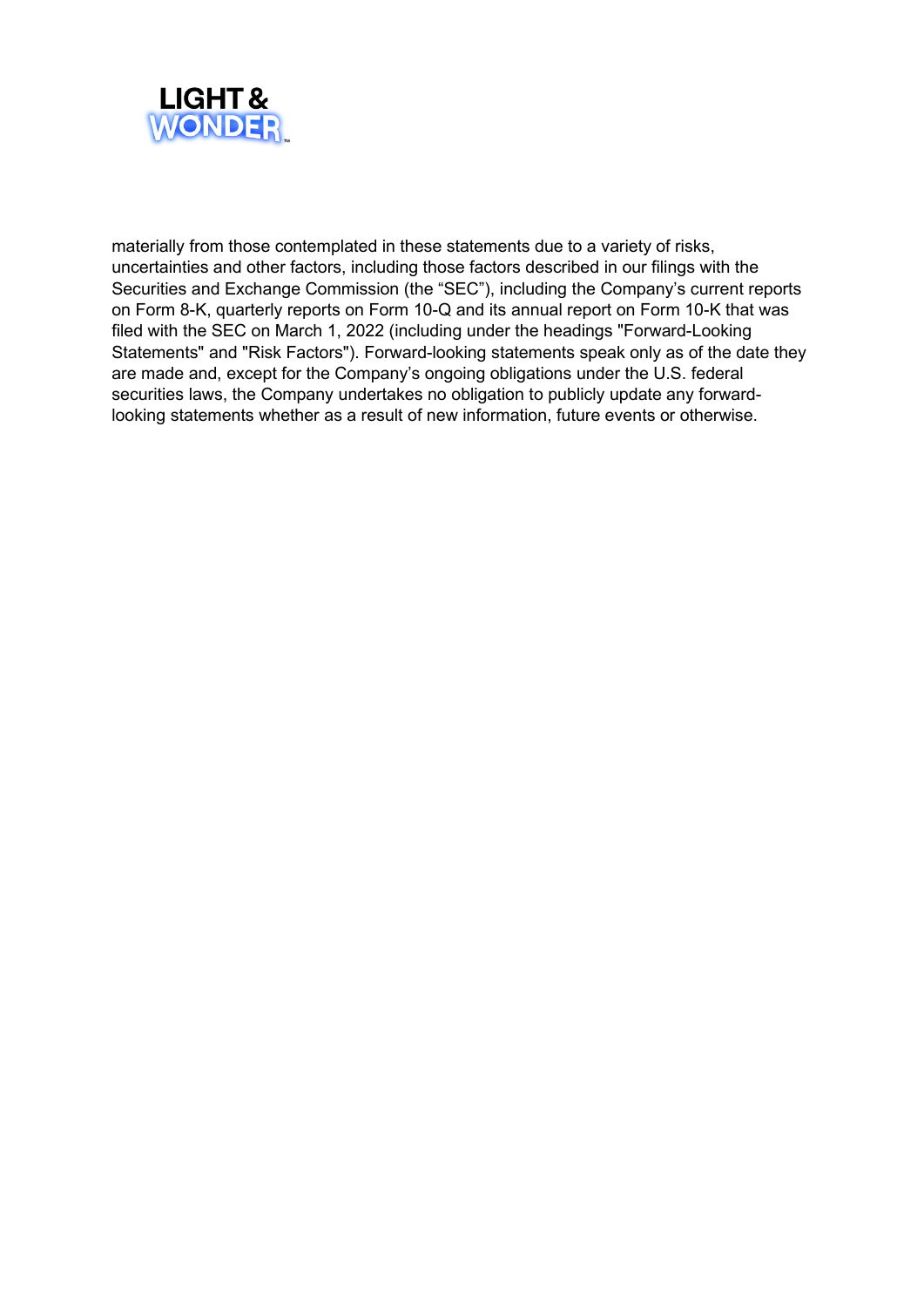materially from those contemplated in these statements due to a variety of risks, uncertainties and other factors, including those factors described in our filings with the Securities and Exchange Commission (the "SEC"), including the Company's current reports on Form 8-K, quarterly reports on Form 10-Q and its annual report on Form 10-K that was filed with the SEC on March 1, 2022 (including under the headings "Forward-Looking Statements" and "Risk Factors"). Forward-looking statements speak only as of the date they are made and, except for the Company's ongoing obligations under the U.S. federal securities laws, the Company undertakes no obligation to publicly update any forward-looking statements whether as a result of new information, future events or otherwise.